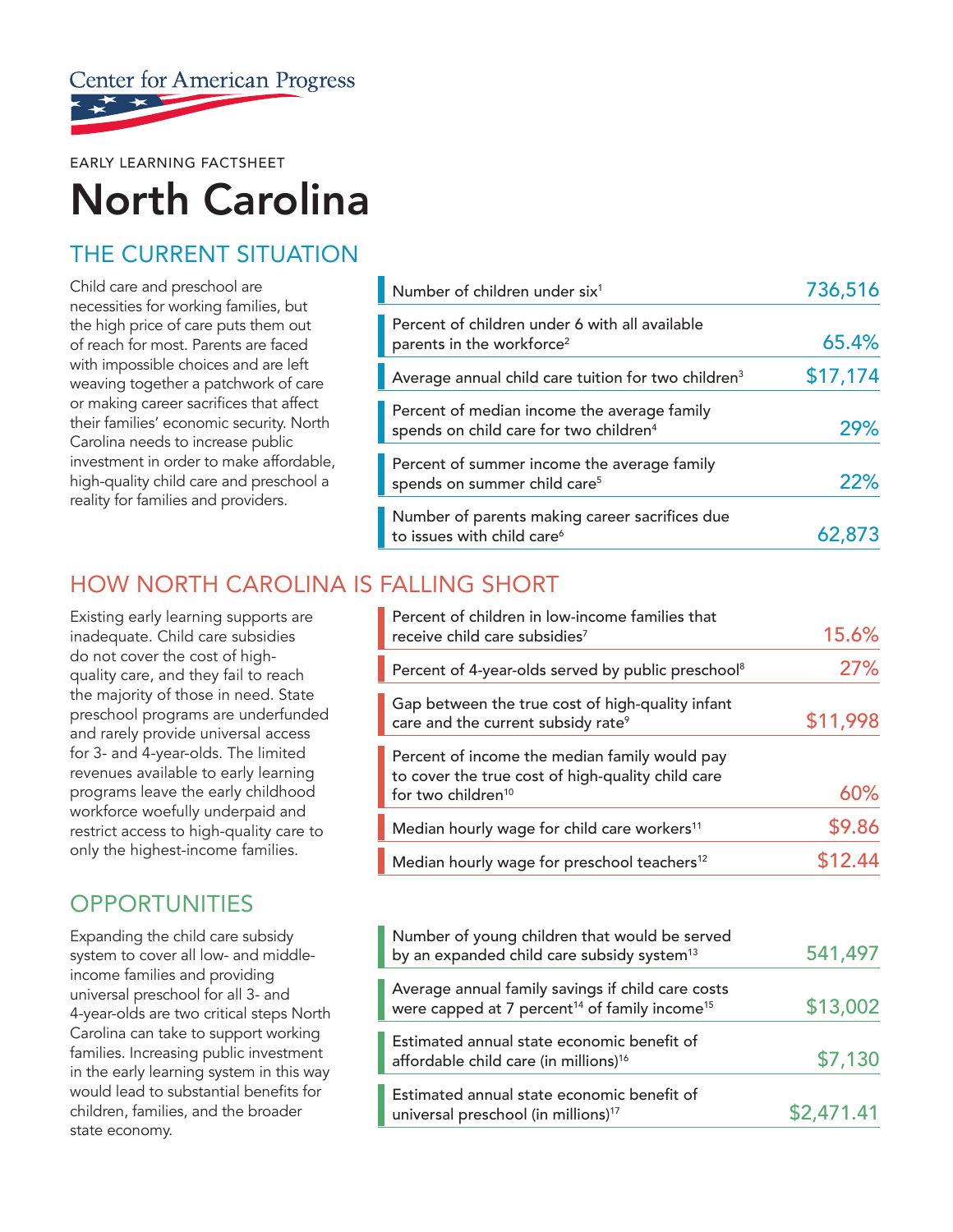Center for American Progress

EARLY LEARNING FACTSHEET

# North Carolina

## THE CURRENT SITUATION

Child care and preschool are necessities for working families, but the high price of care puts them out of reach for most. Parents are faced with impossible choices and are left weaving together a patchwork of care or making career sacrifices that affect their families' economic security. North Carolina needs to increase public investment in order to make affordable, high-quality child care and preschool a reality for families and providers.

| | |
|---|---|
| Number of children under six[1] | 736,516 |
| Percent of children under 6 with all available parents in the workforce[2] | 65.4% |
| Average annual child care tuition for two children[3] | $17,174 |
| Percent of median income the average family spends on child care for two children[4] | 29% |
| Percent of summer income the average family spends on summer child care[5] | 22% |
| Number of parents making career sacrifices due to issues with child care[6] | 62,873 |

## HOW NORTH CAROLINA IS FALLING SHORT

Existing early learning supports are inadequate. Child care subsidies do not cover the cost of high-quality care, and they fail to reach the majority of those in need. State preschool programs are underfunded and rarely provide universal access for 3- and 4-year-olds. The limited revenues available to early learning programs leave the early childhood workforce woefully underpaid and restrict access to high-quality care to only the highest-income families.

| | |
|---|---|
| Percent of children in low-income families that receive child care subsidies[7] | 15.6% |
| Percent of 4-year-olds served by public preschool[8] | 27% |
| Gap between the true cost of high-quality infant care and the current subsidy rate[9] | $11,998 |
| Percent of income the median family would pay to cover the true cost of high-quality child care for two children[10] | 60% |
| Median hourly wage for child care workers[11] | $9.86 |
| Median hourly wage for preschool teachers[12] | $12.44 |

## OPPORTUNITIES

Expanding the child care subsidy system to cover all low- and middle-income families and providing universal preschool for all 3- and 4-year-olds are two critical steps North Carolina can take to support working families. Increasing public investment in the early learning system in this way would lead to substantial benefits for children, families, and the broader state economy.

| | |
|---|---|
| Number of young children that would be served by an expanded child care subsidy system[13] | 541,497 |
| Average annual family savings if child care costs were capped at 7 percent[14] of family income[15] | $13,002 |
| Estimated annual state economic benefit of affordable child care (in millions)[16] | $7,130 |
| Estimated annual state economic benefit of universal preschool (in millions)[17] | $2,471.41 |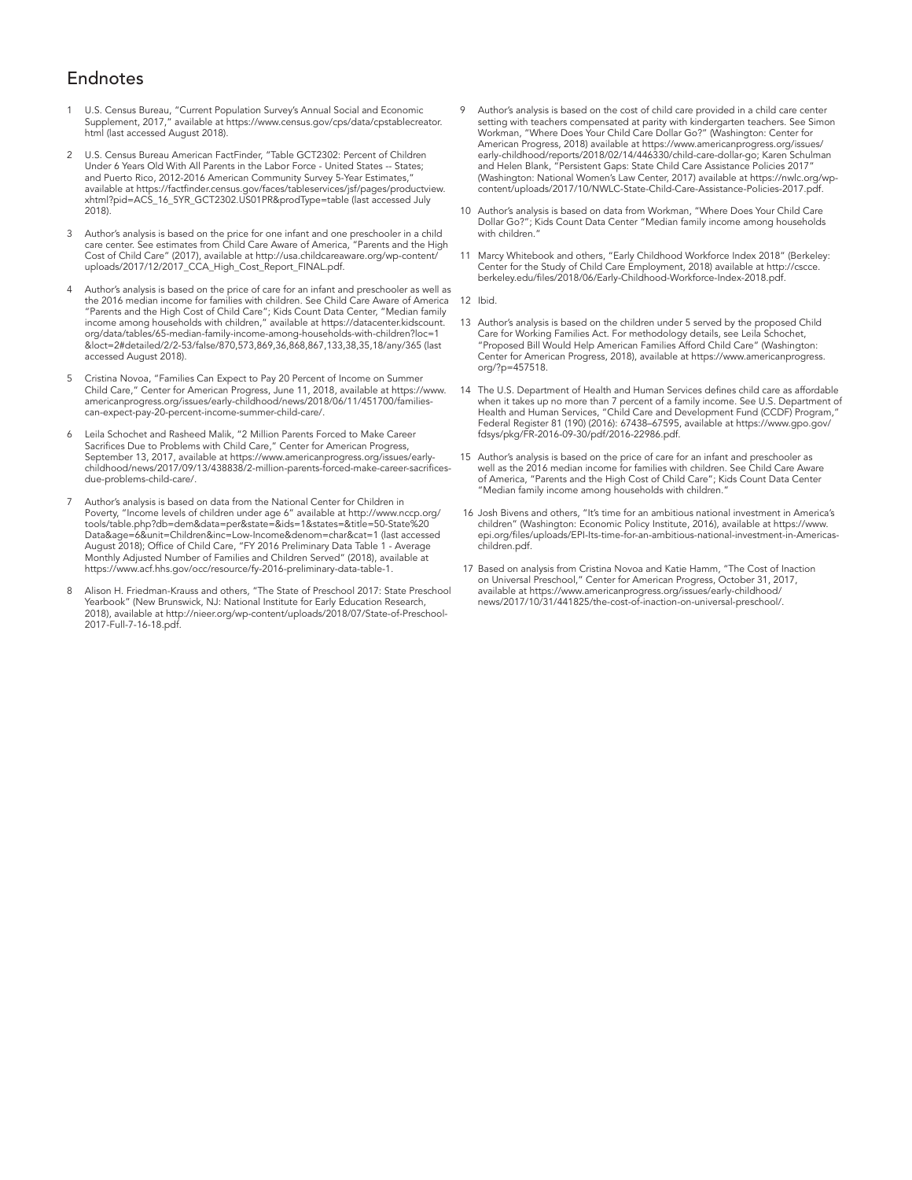# Endnotes

1. U.S. Census Bureau, "Current Population Survey's Annual Social and Economic Supplement, 2017," available at https://www.census.gov/cps/data/cpstablecreator.html (last accessed August 2018).

2. U.S. Census Bureau American FactFinder, "Table GCT2302: Percent of Children Under 6 Years Old With All Parents in the Labor Force - United States -- States; and Puerto Rico, 2012-2016 American Community Survey 5-Year Estimates," available at https://factfinder.census.gov/faces/tableservices/jsf/pages/productview.xhtml?pid=ACS_16_5YR_GCT2302.US01PR&prodType=table (last accessed July 2018).

3. Author's analysis is based on the price for one infant and one preschooler in a child care center. See estimates from Child Care Aware of America, "Parents and the High Cost of Child Care" (2017), available at http://usa.childcareaware.org/wp-content/uploads/2017/12/2017_CCA_High_Cost_Report_FINAL.pdf.

4. Author's analysis is based on the price of care for an infant and preschooler as well as the 2016 median income for families with children. See Child Care Aware of America "Parents and the High Cost of Child Care"; Kids Count Data Center, "Median family income among households with children," available at https://datacenter.kidscount.org/data/tables/65-median-family-income-among-households-with-children?loc=1&loct=2#detailed/2/2-53/false/870,573,869,36,868,867,133,38,35,18/any/365 (last accessed August 2018).

5. Cristina Novoa, "Families Can Expect to Pay 20 Percent of Income on Summer Child Care," Center for American Progress, June 11, 2018, available at https://www.americanprogress.org/issues/early-childhood/news/2018/06/11/451700/families-can-expect-pay-20-percent-income-summer-child-care/.

6. Leila Schochet and Rasheed Malik, "2 Million Parents Forced to Make Career Sacrifices Due to Problems with Child Care," Center for American Progress, September 13, 2017, available at https://www.americanprogress.org/issues/early-childhood/news/2017/09/13/438838/2-million-parents-forced-make-career-sacrifices-due-problems-child-care/.

7. Author's analysis is based on data from the National Center for Children in Poverty, "Income levels of children under age 6" available at http://www.nccp.org/tools/table.php?db=dem&data=per&state=&ids=1&states=&title=50-State%20Data&age=6&unit=Children&inc=Low-Income&denom=char&cat=1 (last accessed August 2018); Office of Child Care, "FY 2016 Preliminary Data Table 1 - Average Monthly Adjusted Number of Families and Children Served" (2018), available at https://www.acf.hhs.gov/occ/resource/fy-2016-preliminary-data-table-1.

8. Alison H. Friedman-Krauss and others, "The State of Preschool 2017: State Preschool Yearbook" (New Brunswick, NJ: National Institute for Early Education Research, 2018), available at http://nieer.org/wp-content/uploads/2018/07/State-of-Preschool-2017-Full-7-16-18.pdf.

9. Author's analysis is based on the cost of child care provided in a child care center setting with teachers compensated at parity with kindergarten teachers. See Simon Workman, "Where Does Your Child Care Dollar Go?" (Washington: Center for American Progress, 2018) available at https://www.americanprogress.org/issues/early-childhood/reports/2018/02/14/446330/child-care-dollar-go; Karen Schulman and Helen Blank, "Persistent Gaps: State Child Care Assistance Policies 2017" (Washington: National Women's Law Center, 2017) available at https://nwlc.org/wp-content/uploads/2017/10/NWLC-State-Child-Care-Assistance-Policies-2017.pdf.

10. Author's analysis is based on data from Workman, "Where Does Your Child Care Dollar Go?"; Kids Count Data Center "Median family income among households with children."

11. Marcy Whitebook and others, "Early Childhood Workforce Index 2018" (Berkeley: Center for the Study of Child Care Employment, 2018) available at http://cscce.berkeley.edu/files/2018/06/Early-Childhood-Workforce-Index-2018.pdf.

12. Ibid.

13. Author's analysis is based on the children under 5 served by the proposed Child Care for Working Families Act. For methodology details, see Leila Schochet, "Proposed Bill Would Help American Families Afford Child Care" (Washington: Center for American Progress, 2018), available at https://www.americanprogress.org/?p=457518.

14. The U.S. Department of Health and Human Services defines child care as affordable when it takes up no more than 7 percent of a family income. See U.S. Department of Health and Human Services, "Child Care and Development Fund (CCDF) Program," Federal Register 81 (190) (2016): 67438–67595, available at https://www.gpo.gov/fdsys/pkg/FR-2016-09-30/pdf/2016-22986.pdf.

15. Author's analysis is based on the price of care for an infant and preschooler as well as the 2016 median income for families with children. See Child Care Aware of America, "Parents and the High Cost of Child Care"; Kids Count Data Center "Median family income among households with children."

16. Josh Bivens and others, "It's time for an ambitious national investment in America's children" (Washington: Economic Policy Institute, 2016), available at https://www.epi.org/files/uploads/EPI-Its-time-for-an-ambitious-national-investment-in-Americas-children.pdf.

17. Based on analysis from Cristina Novoa and Katie Hamm, "The Cost of Inaction on Universal Preschool," Center for American Progress, October 31, 2017, available at https://www.americanprogress.org/issues/early-childhood/news/2017/10/31/441825/the-cost-of-inaction-on-universal-preschool/.